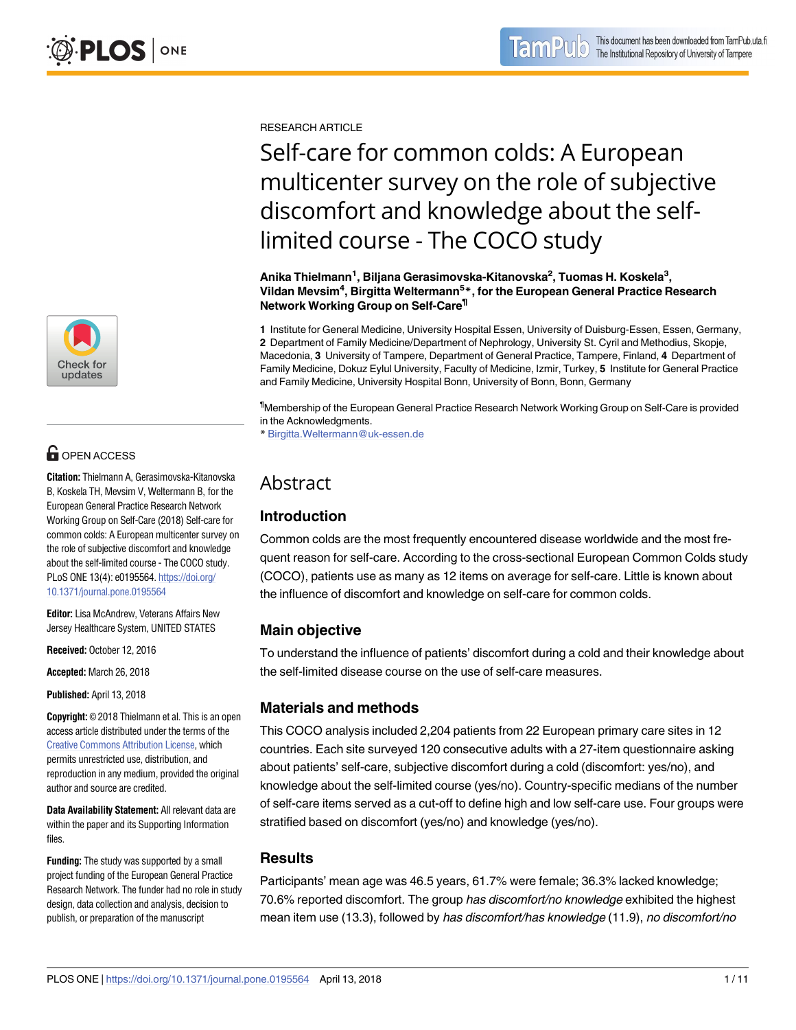RESEARCH ARTICLE

# Self-care for common colds: A European multicenter survey on the role of subjective discomfort and knowledge about the self-limited course - The COCO study

**Anika Thielmann[1], Biljana Gerasimovska-Kitanovska[2], Tuomas H. Koskela[3], Vildan Mevsim[4], Birgitta Weltermann[5]*, for the European General Practice Research Network Working Group on Self-Care[¶]**

**1** Institute for General Medicine, University Hospital Essen, University of Duisburg-Essen, Essen, Germany, **2** Department of Family Medicine/Department of Nephrology, University St. Cyril and Methodius, Skopje, Macedonia, **3** University of Tampere, Department of General Practice, Tampere, Finland, **4** Department of Family Medicine, Dokuz Eylul University, Faculty of Medicine, Izmir, Turkey, **5** Institute for General Practice and Family Medicine, University Hospital Bonn, University of Bonn, Bonn, Germany

[¶]Membership of the European General Practice Research Network Working Group on Self-Care is provided in the Acknowledgments.

* Birgitta.Weltermann@uk-essen.de

OPEN ACCESS

**Citation:** Thielmann A, Gerasimovska-Kitanovska B, Koskela TH, Mevsim V, Weltermann B, for the European General Practice Research Network Working Group on Self-Care (2018) Self-care for common colds: A European multicenter survey on the role of subjective discomfort and knowledge about the self-limited course - The COCO study. PLoS ONE 13(4): e0195564. https://doi.org/10.1371/journal.pone.0195564

**Editor:** Lisa McAndrew, Veterans Affairs New Jersey Healthcare System, UNITED STATES

**Received:** October 12, 2016

**Accepted:** March 26, 2018

**Published:** April 13, 2018

**Copyright:** © 2018 Thielmann et al. This is an open access article distributed under the terms of the Creative Commons Attribution License, which permits unrestricted use, distribution, and reproduction in any medium, provided the original author and source are credited.

**Data Availability Statement:** All relevant data are within the paper and its Supporting Information files.

**Funding:** The study was supported by a small project funding of the European General Practice Research Network. The funder had no role in study design, data collection and analysis, decision to publish, or preparation of the manuscript

## Abstract

### Introduction

Common colds are the most frequently encountered disease worldwide and the most frequent reason for self-care. According to the cross-sectional European Common Colds study (COCO), patients use as many as 12 items on average for self-care. Little is known about the influence of discomfort and knowledge on self-care for common colds.

### Main objective

To understand the influence of patients' discomfort during a cold and their knowledge about the self-limited disease course on the use of self-care measures.

### Materials and methods

This COCO analysis included 2,204 patients from 22 European primary care sites in 12 countries. Each site surveyed 120 consecutive adults with a 27-item questionnaire asking about patients' self-care, subjective discomfort during a cold (discomfort: yes/no), and knowledge about the self-limited course (yes/no). Country-specific medians of the number of self-care items served as a cut-off to define high and low self-care use. Four groups were stratified based on discomfort (yes/no) and knowledge (yes/no).

### Results

Participants' mean age was 46.5 years, 61.7% were female; 36.3% lacked knowledge; 70.6% reported discomfort. The group *has discomfort/no knowledge* exhibited the highest mean item use (13.3), followed by *has discomfort/has knowledge* (11.9), *no discomfort/no*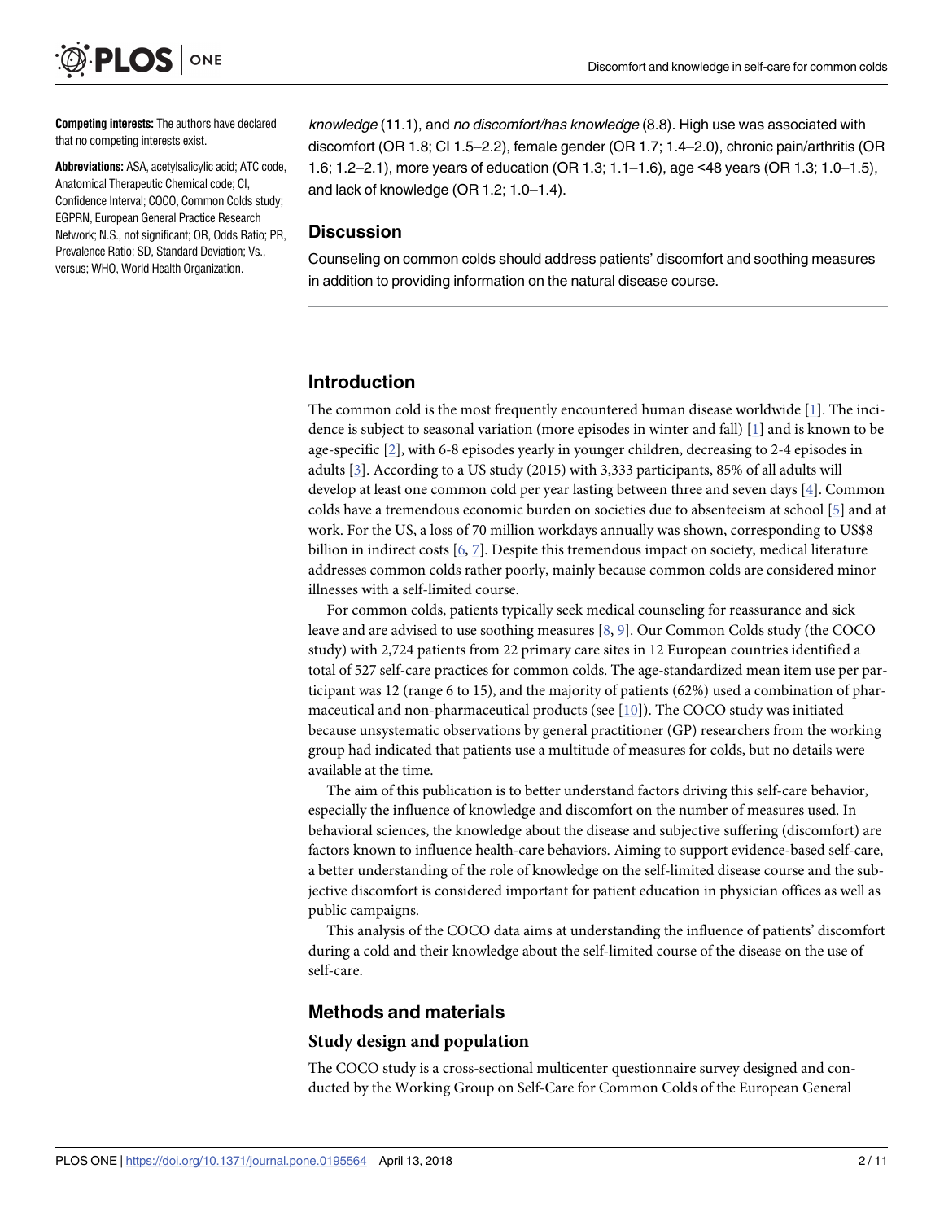**Competing interests:** The authors have declared that no competing interests exist.

**Abbreviations:** ASA, acetylsalicylic acid; ATC code, Anatomical Therapeutic Chemical code; CI, Confidence Interval; COCO, Common Colds study; EGPRN, European General Practice Research Network; N.S., not significant; OR, Odds Ratio; PR, Prevalence Ratio; SD, Standard Deviation; Vs., versus; WHO, World Health Organization.

*knowledge* (11.1), and *no discomfort/has knowledge* (8.8). High use was associated with discomfort (OR 1.8; CI 1.5–2.2), female gender (OR 1.7; 1.4–2.0), chronic pain/arthritis (OR 1.6; 1.2–2.1), more years of education (OR 1.3; 1.1–1.6), age <48 years (OR 1.3; 1.0–1.5), and lack of knowledge (OR 1.2; 1.0–1.4).

### Discussion

Counseling on common colds should address patients' discomfort and soothing measures in addition to providing information on the natural disease course.

## Introduction

The common cold is the most frequently encountered human disease worldwide [1]. The incidence is subject to seasonal variation (more episodes in winter and fall) [1] and is known to be age-specific [2], with 6-8 episodes yearly in younger children, decreasing to 2-4 episodes in adults [3]. According to a US study (2015) with 3,333 participants, 85% of all adults will develop at least one common cold per year lasting between three and seven days [4]. Common colds have a tremendous economic burden on societies due to absenteeism at school [5] and at work. For the US, a loss of 70 million workdays annually was shown, corresponding to US$8 billion in indirect costs [6, 7]. Despite this tremendous impact on society, medical literature addresses common colds rather poorly, mainly because common colds are considered minor illnesses with a self-limited course.

For common colds, patients typically seek medical counseling for reassurance and sick leave and are advised to use soothing measures [8, 9]. Our Common Colds study (the COCO study) with 2,724 patients from 22 primary care sites in 12 European countries identified a total of 527 self-care practices for common colds. The age-standardized mean item use per participant was 12 (range 6 to 15), and the majority of patients (62%) used a combination of pharmaceutical and non-pharmaceutical products (see [10]). The COCO study was initiated because unsystematic observations by general practitioner (GP) researchers from the working group had indicated that patients use a multitude of measures for colds, but no details were available at the time.

The aim of this publication is to better understand factors driving this self-care behavior, especially the influence of knowledge and discomfort on the number of measures used. In behavioral sciences, the knowledge about the disease and subjective suffering (discomfort) are factors known to influence health-care behaviors. Aiming to support evidence-based self-care, a better understanding of the role of knowledge on the self-limited disease course and the subjective discomfort is considered important for patient education in physician offices as well as public campaigns.

This analysis of the COCO data aims at understanding the influence of patients' discomfort during a cold and their knowledge about the self-limited course of the disease on the use of self-care.

## Methods and materials

### Study design and population

The COCO study is a cross-sectional multicenter questionnaire survey designed and conducted by the Working Group on Self-Care for Common Colds of the European General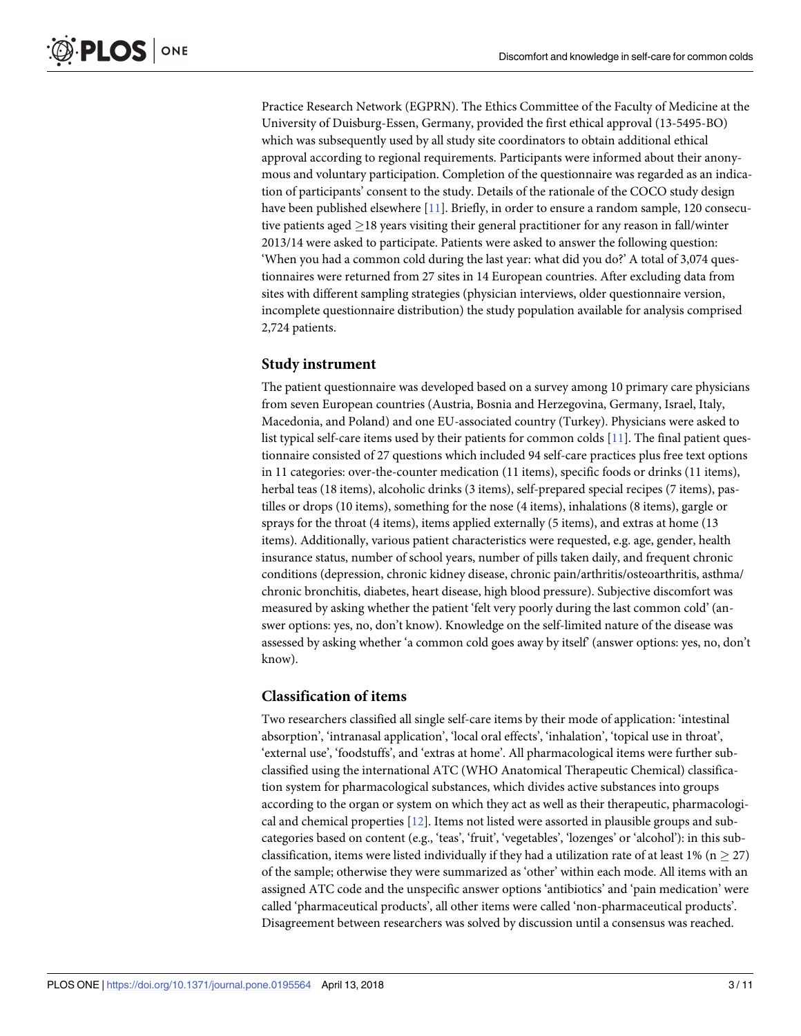Practice Research Network (EGPRN). The Ethics Committee of the Faculty of Medicine at the University of Duisburg-Essen, Germany, provided the first ethical approval (13-5495-BO) which was subsequently used by all study site coordinators to obtain additional ethical approval according to regional requirements. Participants were informed about their anonymous and voluntary participation. Completion of the questionnaire was regarded as an indication of participants' consent to the study. Details of the rationale of the COCO study design have been published elsewhere [11]. Briefly, in order to ensure a random sample, 120 consecutive patients aged $\geq$18 years visiting their general practitioner for any reason in fall/winter 2013/14 were asked to participate. Patients were asked to answer the following question: 'When you had a common cold during the last year: what did you do?' A total of 3,074 questionnaires were returned from 27 sites in 14 European countries. After excluding data from sites with different sampling strategies (physician interviews, older questionnaire version, incomplete questionnaire distribution) the study population available for analysis comprised 2,724 patients.

## Study instrument

The patient questionnaire was developed based on a survey among 10 primary care physicians from seven European countries (Austria, Bosnia and Herzegovina, Germany, Israel, Italy, Macedonia, and Poland) and one EU-associated country (Turkey). Physicians were asked to list typical self-care items used by their patients for common colds [11]. The final patient questionnaire consisted of 27 questions which included 94 self-care practices plus free text options in 11 categories: over-the-counter medication (11 items), specific foods or drinks (11 items), herbal teas (18 items), alcoholic drinks (3 items), self-prepared special recipes (7 items), pastilles or drops (10 items), something for the nose (4 items), inhalations (8 items), gargle or sprays for the throat (4 items), items applied externally (5 items), and extras at home (13 items). Additionally, various patient characteristics were requested, e.g. age, gender, health insurance status, number of school years, number of pills taken daily, and frequent chronic conditions (depression, chronic kidney disease, chronic pain/arthritis/osteoarthritis, asthma/chronic bronchitis, diabetes, heart disease, high blood pressure). Subjective discomfort was measured by asking whether the patient 'felt very poorly during the last common cold' (answer options: yes, no, don't know). Knowledge on the self-limited nature of the disease was assessed by asking whether 'a common cold goes away by itself' (answer options: yes, no, don't know).

## Classification of items

Two researchers classified all single self-care items by their mode of application: 'intestinal absorption', 'intranasal application', 'local oral effects', 'inhalation', 'topical use in throat', 'external use', 'foodstuffs', and 'extras at home'. All pharmacological items were further subclassified using the international ATC (WHO Anatomical Therapeutic Chemical) classification system for pharmacological substances, which divides active substances into groups according to the organ or system on which they act as well as their therapeutic, pharmacological and chemical properties [12]. Items not listed were assorted in plausible groups and subcategories based on content (e.g., 'teas', 'fruit', 'vegetables', 'lozenges' or 'alcohol'): in this subclassification, items were listed individually if they had a utilization rate of at least 1% ($n \geq 27$) of the sample; otherwise they were summarized as 'other' within each mode. All items with an assigned ATC code and the unspecific answer options 'antibiotics' and 'pain medication' were called 'pharmaceutical products', all other items were called 'non-pharmaceutical products'. Disagreement between researchers was solved by discussion until a consensus was reached.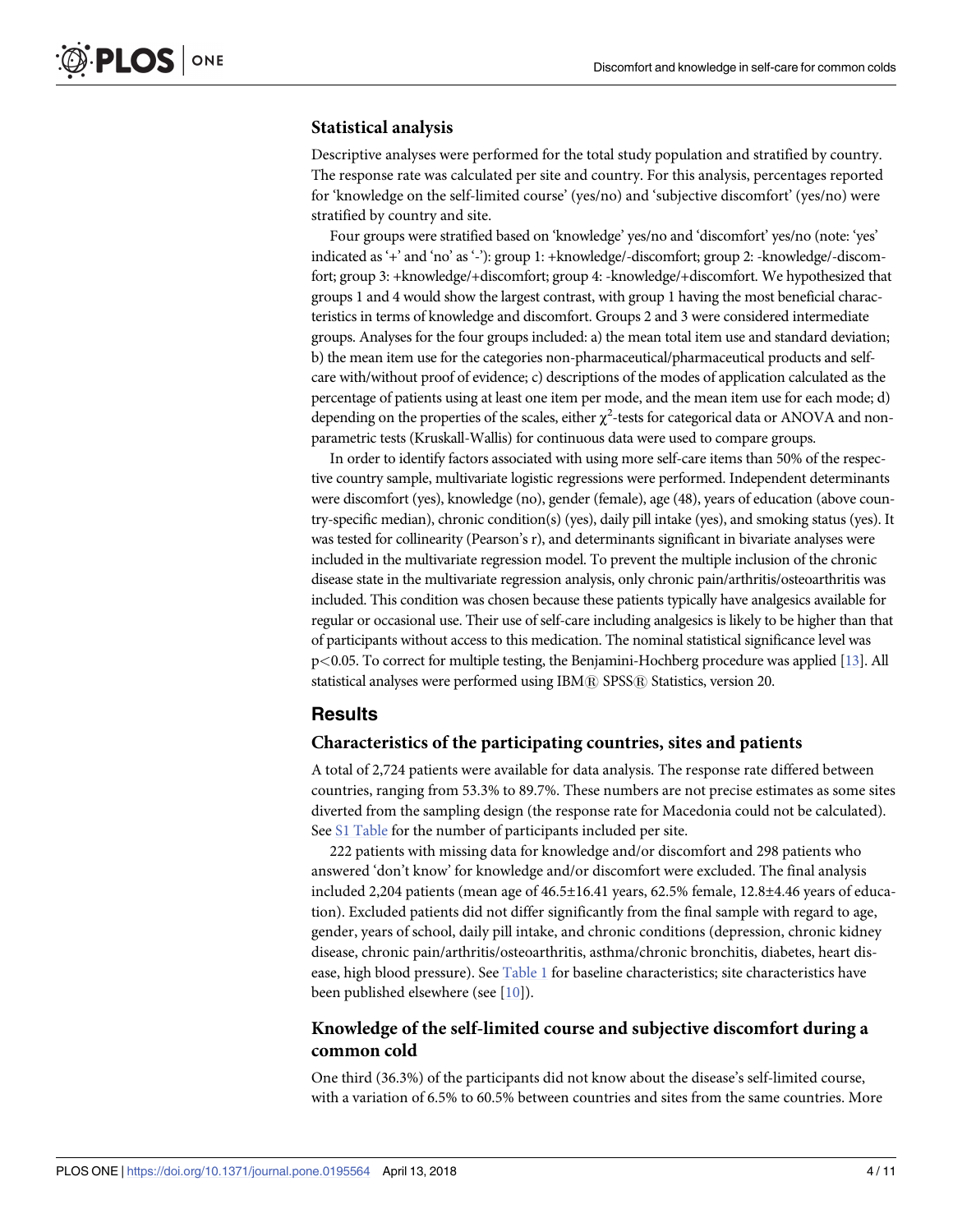### Statistical analysis

Descriptive analyses were performed for the total study population and stratified by country. The response rate was calculated per site and country. For this analysis, percentages reported for 'knowledge on the self-limited course' (yes/no) and 'subjective discomfort' (yes/no) were stratified by country and site.

Four groups were stratified based on 'knowledge' yes/no and 'discomfort' yes/no (note: 'yes' indicated as '+' and 'no' as '-'): group 1: +knowledge/-discomfort; group 2: -knowledge/-discomfort; group 3: +knowledge/+discomfort; group 4: -knowledge/+discomfort. We hypothesized that groups 1 and 4 would show the largest contrast, with group 1 having the most beneficial characteristics in terms of knowledge and discomfort. Groups 2 and 3 were considered intermediate groups. Analyses for the four groups included: a) the mean total item use and standard deviation; b) the mean item use for the categories non-pharmaceutical/pharmaceutical products and self-care with/without proof of evidence; c) descriptions of the modes of application calculated as the percentage of patients using at least one item per mode, and the mean item use for each mode; d) depending on the properties of the scales, either $\chi^2$-tests for categorical data or ANOVA and non-parametric tests (Kruskall-Wallis) for continuous data were used to compare groups.

In order to identify factors associated with using more self-care items than 50% of the respective country sample, multivariate logistic regressions were performed. Independent determinants were discomfort (yes), knowledge (no), gender (female), age (48), years of education (above country-specific median), chronic condition(s) (yes), daily pill intake (yes), and smoking status (yes). It was tested for collinearity (Pearson's r), and determinants significant in bivariate analyses were included in the multivariate regression model. To prevent the multiple inclusion of the chronic disease state in the multivariate regression analysis, only chronic pain/arthritis/osteoarthritis was included. This condition was chosen because these patients typically have analgesics available for regular or occasional use. Their use of self-care including analgesics is likely to be higher than that of participants without access to this medication. The nominal statistical significance level was $p<0.05$. To correct for multiple testing, the Benjamini-Hochberg procedure was applied [13]. All statistical analyses were performed using IBM® SPSS® Statistics, version 20.

## Results

### Characteristics of the participating countries, sites and patients

A total of 2,724 patients were available for data analysis. The response rate differed between countries, ranging from 53.3% to 89.7%. These numbers are not precise estimates as some sites diverted from the sampling design (the response rate for Macedonia could not be calculated). See S1 Table for the number of participants included per site.

222 patients with missing data for knowledge and/or discomfort and 298 patients who answered 'don't know' for knowledge and/or discomfort were excluded. The final analysis included 2,204 patients (mean age of 46.5±16.41 years, 62.5% female, 12.8±4.46 years of education). Excluded patients did not differ significantly from the final sample with regard to age, gender, years of school, daily pill intake, and chronic conditions (depression, chronic kidney disease, chronic pain/arthritis/osteoarthritis, asthma/chronic bronchitis, diabetes, heart disease, high blood pressure). See Table 1 for baseline characteristics; site characteristics have been published elsewhere (see [10]).

### Knowledge of the self-limited course and subjective discomfort during a common cold

One third (36.3%) of the participants did not know about the disease's self-limited course, with a variation of 6.5% to 60.5% between countries and sites from the same countries. More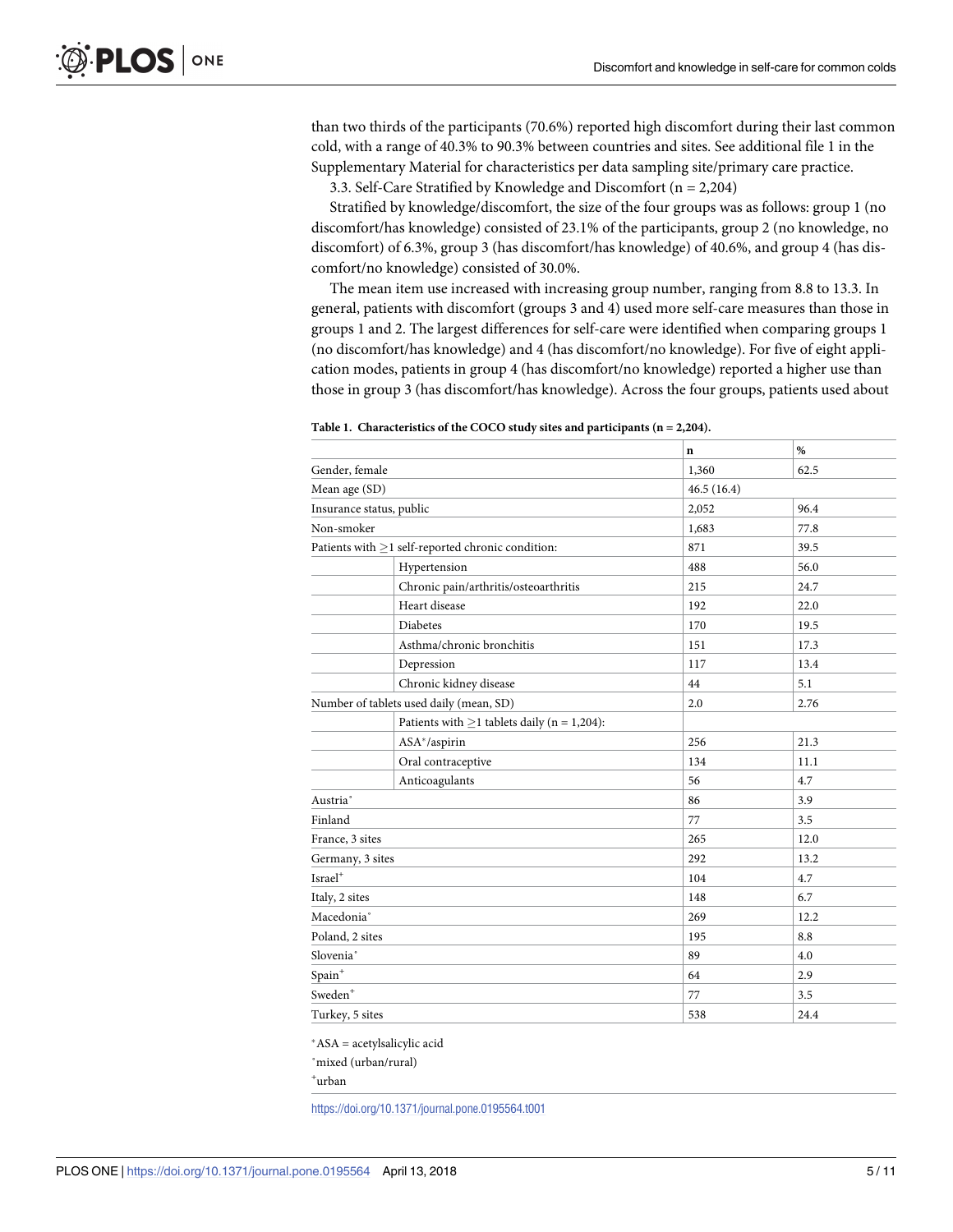than two thirds of the participants (70.6%) reported high discomfort during their last common cold, with a range of 40.3% to 90.3% between countries and sites. See additional file 1 in the Supplementary Material for characteristics per data sampling site/primary care practice.

3.3. Self-Care Stratified by Knowledge and Discomfort (n = 2,204)

Stratified by knowledge/discomfort, the size of the four groups was as follows: group 1 (no discomfort/has knowledge) consisted of 23.1% of the participants, group 2 (no knowledge, no discomfort) of 6.3%, group 3 (has discomfort/has knowledge) of 40.6%, and group 4 (has discomfort/no knowledge) consisted of 30.0%.

The mean item use increased with increasing group number, ranging from 8.8 to 13.3. In general, patients with discomfort (groups 3 and 4) used more self-care measures than those in groups 1 and 2. The largest differences for self-care were identified when comparing groups 1 (no discomfort/has knowledge) and 4 (has discomfort/no knowledge). For five of eight application modes, patients in group 4 (has discomfort/no knowledge) reported a higher use than those in group 3 (has discomfort/has knowledge). Across the four groups, patients used about

**Table 1. Characteristics of the COCO study sites and participants (n = 2,204).**

| | | n | % |
|---|---|---|---|
| Gender, female | | 1,360 | 62.5 |
| Mean age (SD) | | 46.5 (16.4) | |
| Insurance status, public | | 2,052 | 96.4 |
| Non-smoker | | 1,683 | 77.8 |
| Patients with ≥1 self-reported chronic condition: | | 871 | 39.5 |
| | Hypertension | 488 | 56.0 |
| | Chronic pain/arthritis/osteoarthritis | 215 | 24.7 |
| | Heart disease | 192 | 22.0 |
| | Diabetes | 170 | 19.5 |
| | Asthma/chronic bronchitis | 151 | 17.3 |
| | Depression | 117 | 13.4 |
| | Chronic kidney disease | 44 | 5.1 |
| Number of tablets used daily (mean, SD) | | 2.0 | 2.76 |
| | Patients with ≥1 tablets daily (n = 1,204): | | |
| | ASA*/aspirin | 256 | 21.3 |
| | Oral contraceptive | 134 | 11.1 |
| | Anticoagulants | 56 | 4.7 |
| Austria° | | 86 | 3.9 |
| Finland | | 77 | 3.5 |
| France, 3 sites | | 265 | 12.0 |
| Germany, 3 sites | | 292 | 13.2 |
| Israel+ | | 104 | 4.7 |
| Italy, 2 sites | | 148 | 6.7 |
| Macedonia° | | 269 | 12.2 |
| Poland, 2 sites | | 195 | 8.8 |
| Slovenia° | | 89 | 4.0 |
| Spain+ | | 64 | 2.9 |
| Sweden+ | | 77 | 3.5 |
| Turkey, 5 sites | | 538 | 24.4 |

*ASA = acetylsalicylic acid

°mixed (urban/rural)

+urban

https://doi.org/10.1371/journal.pone.0195564.t001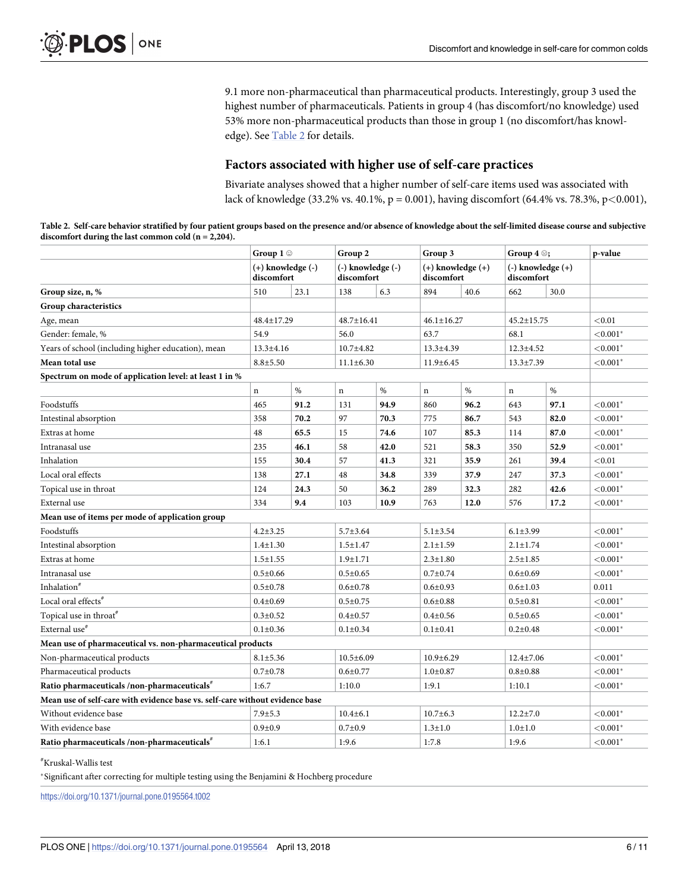9.1 more non-pharmaceutical than pharmaceutical products. Interestingly, group 3 used the highest number of pharmaceuticals. Patients in group 4 (has discomfort/no knowledge) used 53% more non-pharmaceutical products than those in group 1 (no discomfort/has knowledge). See Table 2 for details.

## Factors associated with higher use of self-care practices

Bivariate analyses showed that a higher number of self-care items used was associated with lack of knowledge (33.2% vs. 40.1%, p = 0.001), having discomfort (64.4% vs. 78.3%, p<0.001),

**Table 2. Self-care behavior stratified by four patient groups based on the presence and/or absence of knowledge about the self-limited disease course and subjective discomfort during the last common cold (n = 2,204).**

| | Group 1 ☺ | | Group 2 | | Group 3 | | Group 4 ☹; | | p-value |
|---|---|---|---|---|---|---|---|---|---|
| | (+) knowledge (-) discomfort | | (-) knowledge (-) discomfort | | (+) knowledge (+) discomfort | | (-) knowledge (+) discomfort | | |
| **Group size, n, %** | 510 | 23.1 | 138 | 6.3 | 894 | 40.6 | 662 | 30.0 | |
| **Group characteristics** | | | | | | | | | |
| Age, mean | 48.4±17.29 | | 48.7±16.41 | | 46.1±16.27 | | 45.2±15.75 | | <0.01 |
| Gender: female, % | 54.9 | | 56.0 | | 63.7 | | 68.1 | | <0.001* |
| Years of school (including higher education), mean | 13.3±4.16 | | 10.7±4.82 | | 13.3±4.39 | | 12.3±4.52 | | <0.001* |
| **Mean total use** | 8.8±5.50 | | 11.1±6.30 | | 11.9±6.45 | | 13.3±7.39 | | <0.001* |
| **Spectrum on mode of application level: at least 1 in %** | | | | | | | | | |
| | n | % | n | % | n | % | n | % | |
| Foodstuffs | 465 | **91.2** | 131 | **94.9** | 860 | **96.2** | 643 | **97.1** | <0.001* |
| Intestinal absorption | 358 | **70.2** | 97 | **70.3** | 775 | **86.7** | 543 | **82.0** | <0.001* |
| Extras at home | 48 | **65.5** | 15 | **74.6** | 107 | **85.3** | 114 | **87.0** | <0.001* |
| Intranasal use | 235 | **46.1** | 58 | **42.0** | 521 | **58.3** | 350 | **52.9** | <0.001* |
| Inhalation | 155 | **30.4** | 57 | **41.3** | 321 | **35.9** | 261 | **39.4** | <0.01 |
| Local oral effects | 138 | **27.1** | 48 | **34.8** | 339 | **37.9** | 247 | **37.3** | <0.001* |
| Topical use in throat | 124 | **24.3** | 50 | **36.2** | 289 | **32.3** | 282 | **42.6** | <0.001* |
| External use | 334 | **9.4** | 103 | **10.9** | 763 | **12.0** | 576 | **17.2** | <0.001* |
| **Mean use of items per mode of application group** | | | | | | | | | |
| Foodstuffs | 4.2±3.25 | | 5.7±3.64 | | 5.1±3.54 | | 6.1±3.99 | | <0.001* |
| Intestinal absorption | 1.4±1.30 | | 1.5±1.47 | | 2.1±1.59 | | 2.1±1.74 | | <0.001* |
| Extras at home | 1.5±1.55 | | 1.9±1.71 | | 2.3±1.80 | | 2.5±1.85 | | <0.001* |
| Intranasal use | 0.5±0.66 | | 0.5±0.65 | | 0.7±0.74 | | 0.6±0.69 | | <0.001* |
| Inhalation# | 0.5±0.78 | | 0.6±0.78 | | 0.6±0.93 | | 0.6±1.03 | | 0.011 |
| Local oral effects# | 0.4±0.69 | | 0.5±0.75 | | 0.6±0.88 | | 0.5±0.81 | | <0.001* |
| Topical use in throat# | 0.3±0.52 | | 0.4±0.57 | | 0.4±0.56 | | 0.5±0.65 | | <0.001* |
| External use# | 0.1±0.36 | | 0.1±0.34 | | 0.1±0.41 | | 0.2±0.48 | | <0.001* |
| **Mean use of pharmaceutical vs. non-pharmaceutical products** | | | | | | | | | |
| Non-pharmaceutical products | 8.1±5.36 | | 10.5±6.09 | | 10.9±6.29 | | 12.4±7.06 | | <0.001* |
| Pharmaceutical products | 0.7±0.78 | | 0.6±0.77 | | 1.0±0.87 | | 0.8±0.88 | | <0.001* |
| **Ratio pharmaceuticals /non-pharmaceuticals#** | 1:6.7 | | 1:10.0 | | 1:9.1 | | 1:10.1 | | <0.001* |
| **Mean use of self-care with evidence base vs. self-care without evidence base** | | | | | | | | | |
| Without evidence base | 7.9±5.3 | | 10.4±6.1 | | 10.7±6.3 | | 12.2±7.0 | | <0.001* |
| With evidence base | 0.9±0.9 | | 0.7±0.9 | | 1.3±1.0 | | 1.0±1.0 | | <0.001* |
| **Ratio pharmaceuticals /non-pharmaceuticals#** | 1:6.1 | | 1:9.6 | | 1:7.8 | | 1:9.6 | | <0.001* |

#Kruskal-Wallis test

*Significant after correcting for multiple testing using the Benjamini & Hochberg procedure

https://doi.org/10.1371/journal.pone.0195564.t002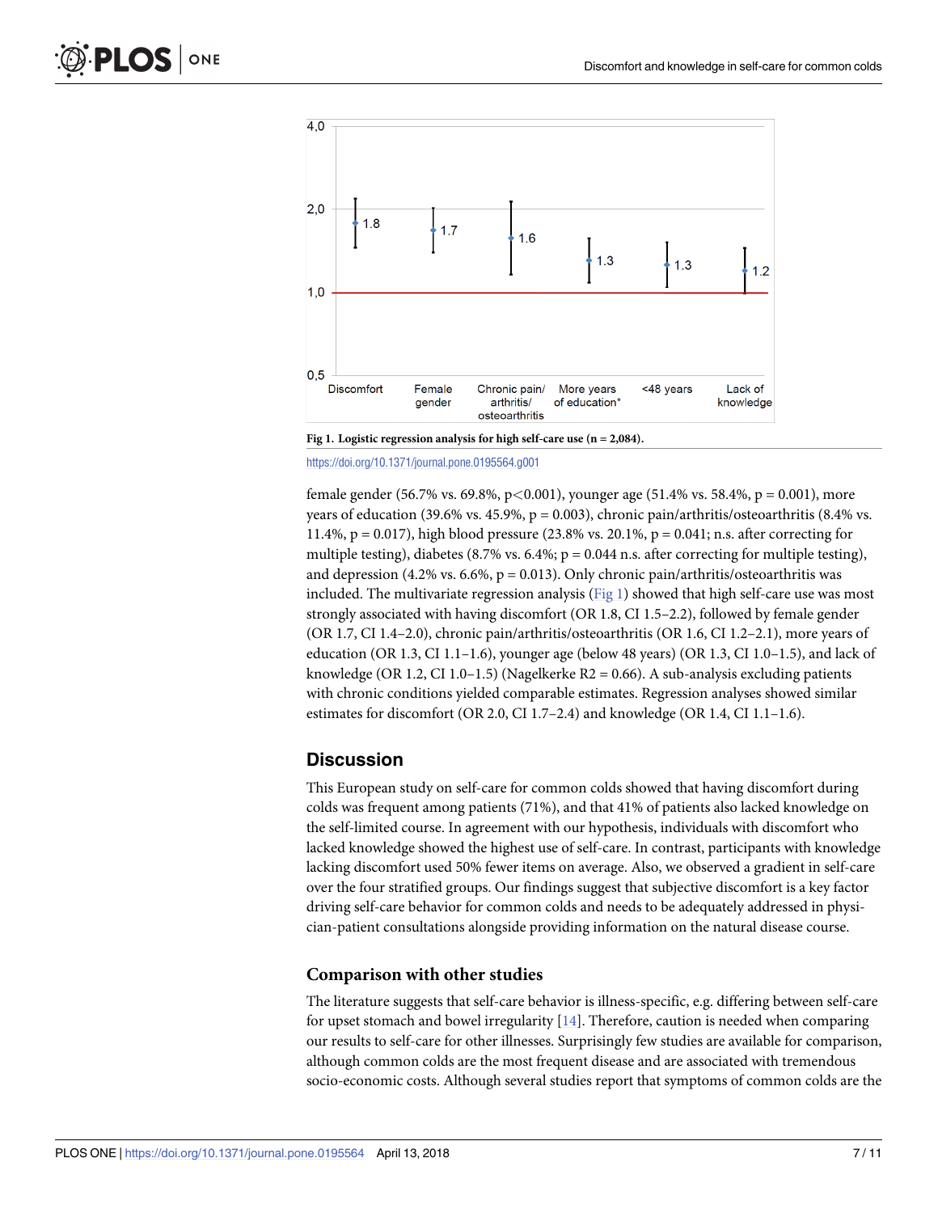Fig 1. Logistic regression analysis for high self-care use (n = 2,084).

https://doi.org/10.1371/journal.pone.0195564.g001

female gender (56.7% vs. 69.8%, p<0.001), younger age (51.4% vs. 58.4%, p = 0.001), more years of education (39.6% vs. 45.9%, p = 0.003), chronic pain/arthritis/osteoarthritis (8.4% vs. 11.4%, p = 0.017), high blood pressure (23.8% vs. 20.1%, p = 0.041; n.s. after correcting for multiple testing), diabetes (8.7% vs. 6.4%; p = 0.044 n.s. after correcting for multiple testing), and depression (4.2% vs. 6.6%, p = 0.013). Only chronic pain/arthritis/osteoarthritis was included. The multivariate regression analysis (Fig 1) showed that high self-care use was most strongly associated with having discomfort (OR 1.8, CI 1.5–2.2), followed by female gender (OR 1.7, CI 1.4–2.0), chronic pain/arthritis/osteoarthritis (OR 1.6, CI 1.2–2.1), more years of education (OR 1.3, CI 1.1–1.6), younger age (below 48 years) (OR 1.3, CI 1.0–1.5), and lack of knowledge (OR 1.2, CI 1.0–1.5) (Nagelkerke $R2 = 0.66$). A sub-analysis excluding patients with chronic conditions yielded comparable estimates. Regression analyses showed similar estimates for discomfort (OR 2.0, CI 1.7–2.4) and knowledge (OR 1.4, CI 1.1–1.6).

## Discussion

This European study on self-care for common colds showed that having discomfort during colds was frequent among patients (71%), and that 41% of patients also lacked knowledge on the self-limited course. In agreement with our hypothesis, individuals with discomfort who lacked knowledge showed the highest use of self-care. In contrast, participants with knowledge lacking discomfort used 50% fewer items on average. Also, we observed a gradient in self-care over the four stratified groups. Our findings suggest that subjective discomfort is a key factor driving self-care behavior for common colds and needs to be adequately addressed in physician-patient consultations alongside providing information on the natural disease course.

### Comparison with other studies

The literature suggests that self-care behavior is illness-specific, e.g. differing between self-care for upset stomach and bowel irregularity [14]. Therefore, caution is needed when comparing our results to self-care for other illnesses. Surprisingly few studies are available for comparison, although common colds are the most frequent disease and are associated with tremendous socio-economic costs. Although several studies report that symptoms of common colds are the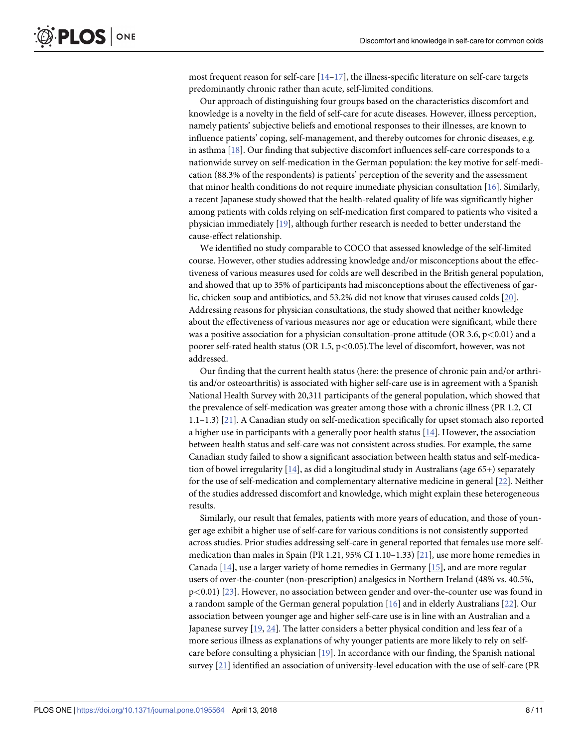most frequent reason for self-care [14–17], the illness-specific literature on self-care targets predominantly chronic rather than acute, self-limited conditions.

Our approach of distinguishing four groups based on the characteristics discomfort and knowledge is a novelty in the field of self-care for acute diseases. However, illness perception, namely patients' subjective beliefs and emotional responses to their illnesses, are known to influence patients' coping, self-management, and thereby outcomes for chronic diseases, e.g. in asthma [18]. Our finding that subjective discomfort influences self-care corresponds to a nationwide survey on self-medication in the German population: the key motive for self-medication (88.3% of the respondents) is patients' perception of the severity and the assessment that minor health conditions do not require immediate physician consultation [16]. Similarly, a recent Japanese study showed that the health-related quality of life was significantly higher among patients with colds relying on self-medication first compared to patients who visited a physician immediately [19], although further research is needed to better understand the cause-effect relationship.

We identified no study comparable to COCO that assessed knowledge of the self-limited course. However, other studies addressing knowledge and/or misconceptions about the effectiveness of various measures used for colds are well described in the British general population, and showed that up to 35% of participants had misconceptions about the effectiveness of garlic, chicken soup and antibiotics, and 53.2% did not know that viruses caused colds [20]. Addressing reasons for physician consultations, the study showed that neither knowledge about the effectiveness of various measures nor age or education were significant, while there was a positive association for a physician consultation-prone attitude (OR 3.6, $p<0.01$) and a poorer self-rated health status (OR 1.5, $p<0.05$).The level of discomfort, however, was not addressed.

Our finding that the current health status (here: the presence of chronic pain and/or arthritis and/or osteoarthritis) is associated with higher self-care use is in agreement with a Spanish National Health Survey with 20,311 participants of the general population, which showed that the prevalence of self-medication was greater among those with a chronic illness (PR 1.2, CI 1.1–1.3) [21]. A Canadian study on self-medication specifically for upset stomach also reported a higher use in participants with a generally poor health status [14]. However, the association between health status and self-care was not consistent across studies. For example, the same Canadian study failed to show a significant association between health status and self-medication of bowel irregularity [14], as did a longitudinal study in Australians (age 65+) separately for the use of self-medication and complementary alternative medicine in general [22]. Neither of the studies addressed discomfort and knowledge, which might explain these heterogeneous results.

Similarly, our result that females, patients with more years of education, and those of younger age exhibit a higher use of self-care for various conditions is not consistently supported across studies. Prior studies addressing self-care in general reported that females use more self-medication than males in Spain (PR 1.21, 95% CI 1.10–1.33) [21], use more home remedies in Canada [14], use a larger variety of home remedies in Germany [15], and are more regular users of over-the-counter (non-prescription) analgesics in Northern Ireland (48% vs. 40.5%, $p<0.01$) [23]. However, no association between gender and over-the-counter use was found in a random sample of the German general population [16] and in elderly Australians [22]. Our association between younger age and higher self-care use is in line with an Australian and a Japanese survey [19, 24]. The latter considers a better physical condition and less fear of a more serious illness as explanations of why younger patients are more likely to rely on self-care before consulting a physician [19]. In accordance with our finding, the Spanish national survey [21] identified an association of university-level education with the use of self-care (PR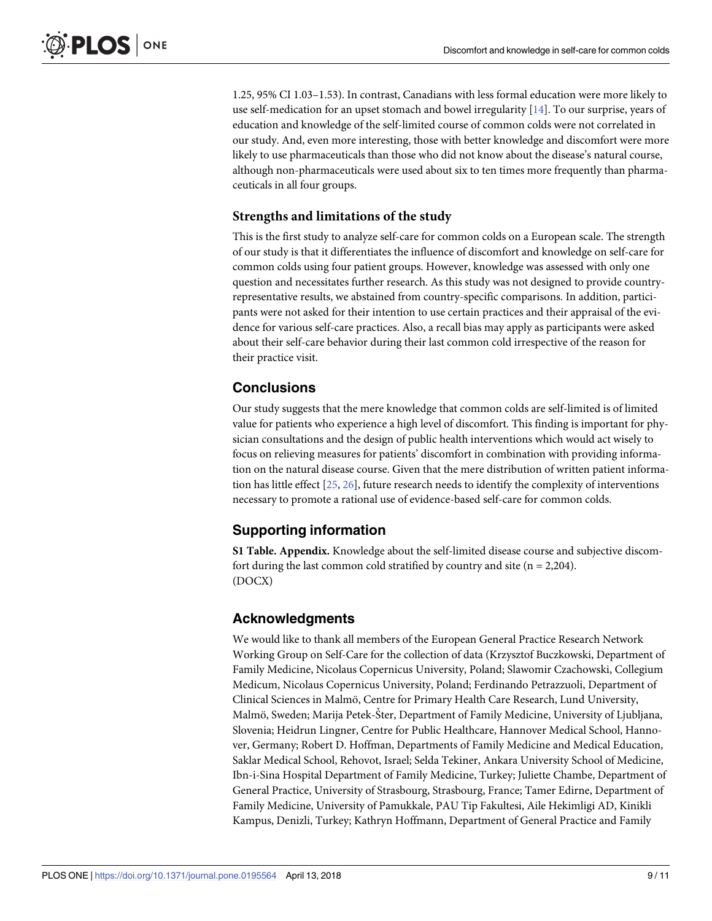1.25, 95% CI 1.03–1.53). In contrast, Canadians with less formal education were more likely to use self-medication for an upset stomach and bowel irregularity [14]. To our surprise, years of education and knowledge of the self-limited course of common colds were not correlated in our study. And, even more interesting, those with better knowledge and discomfort were more likely to use pharmaceuticals than those who did not know about the disease's natural course, although non-pharmaceuticals were used about six to ten times more frequently than pharmaceuticals in all four groups.

### Strengths and limitations of the study

This is the first study to analyze self-care for common colds on a European scale. The strength of our study is that it differentiates the influence of discomfort and knowledge on self-care for common colds using four patient groups. However, knowledge was assessed with only one question and necessitates further research. As this study was not designed to provide country-representative results, we abstained from country-specific comparisons. In addition, participants were not asked for their intention to use certain practices and their appraisal of the evidence for various self-care practices. Also, a recall bias may apply as participants were asked about their self-care behavior during their last common cold irrespective of the reason for their practice visit.

## Conclusions

Our study suggests that the mere knowledge that common colds are self-limited is of limited value for patients who experience a high level of discomfort. This finding is important for physician consultations and the design of public health interventions which would act wisely to focus on relieving measures for patients' discomfort in combination with providing information on the natural disease course. Given that the mere distribution of written patient information has little effect [25, 26], future research needs to identify the complexity of interventions necessary to promote a rational use of evidence-based self-care for common colds.

## Supporting information

**S1 Table. Appendix.** Knowledge about the self-limited disease course and subjective discomfort during the last common cold stratified by country and site (n = 2,204).
(DOCX)

## Acknowledgments

We would like to thank all members of the European General Practice Research Network Working Group on Self-Care for the collection of data (Krzysztof Buczkowski, Department of Family Medicine, Nicolaus Copernicus University, Poland; Slawomir Czachowski, Collegium Medicum, Nicolaus Copernicus University, Poland; Ferdinando Petrazzuoli, Department of Clinical Sciences in Malmö, Centre for Primary Health Care Research, Lund University, Malmö, Sweden; Marija Petek-Šter, Department of Family Medicine, University of Ljubljana, Slovenia; Heidrun Lingner, Centre for Public Healthcare, Hannover Medical School, Hannover, Germany; Robert D. Hoffman, Departments of Family Medicine and Medical Education, Saklar Medical School, Rehovot, Israel; Selda Tekiner, Ankara University School of Medicine, Ibn-i-Sina Hospital Department of Family Medicine, Turkey; Juliette Chambe, Department of General Practice, University of Strasbourg, Strasbourg, France; Tamer Edirne, Department of Family Medicine, University of Pamukkale, PAU Tip Fakultesi, Aile Hekimligi AD, Kinikli Kampus, Denizli, Turkey; Kathryn Hoffmann, Department of General Practice and Family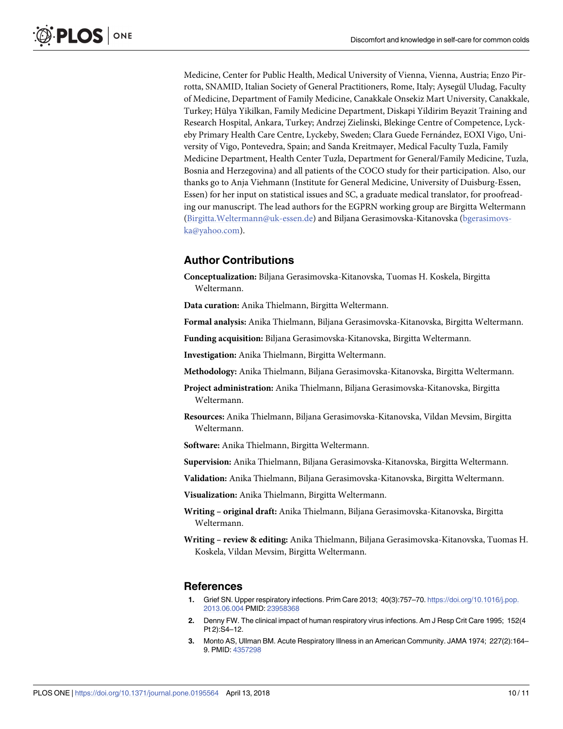Medicine, Center for Public Health, Medical University of Vienna, Vienna, Austria; Enzo Pirrotta, SNAMID, Italian Society of General Practitioners, Rome, Italy; Aysegül Uludag, Faculty of Medicine, Department of Family Medicine, Canakkale Onsekiz Mart University, Canakkale, Turkey; Hülya Yikilkan, Family Medicine Department, Diskapi Yildirim Beyazit Training and Research Hospital, Ankara, Turkey; Andrzej Zielinski, Blekinge Centre of Competence, Lyckeby Primary Health Care Centre, Lyckeby, Sweden; Clara Guede Fernández, EOXI Vigo, University of Vigo, Pontevedra, Spain; and Sanda Kreitmayer, Medical Faculty Tuzla, Family Medicine Department, Health Center Tuzla, Department for General/Family Medicine, Tuzla, Bosnia and Herzegovina) and all patients of the COCO study for their participation. Also, our thanks go to Anja Viehmann (Institute for General Medicine, University of Duisburg-Essen, Essen) for her input on statistical issues and SC, a graduate medical translator, for proofreading our manuscript. The lead authors for the EGPRN working group are Birgitta Weltermann (Birgitta.Weltermann@uk-essen.de) and Biljana Gerasimovska-Kitanovska (bgerasimovska@yahoo.com).

## Author Contributions

**Conceptualization:** Biljana Gerasimovska-Kitanovska, Tuomas H. Koskela, Birgitta Weltermann.

**Data curation:** Anika Thielmann, Birgitta Weltermann.

**Formal analysis:** Anika Thielmann, Biljana Gerasimovska-Kitanovska, Birgitta Weltermann.

**Funding acquisition:** Biljana Gerasimovska-Kitanovska, Birgitta Weltermann.

**Investigation:** Anika Thielmann, Birgitta Weltermann.

**Methodology:** Anika Thielmann, Biljana Gerasimovska-Kitanovska, Birgitta Weltermann.

**Project administration:** Anika Thielmann, Biljana Gerasimovska-Kitanovska, Birgitta Weltermann.

**Resources:** Anika Thielmann, Biljana Gerasimovska-Kitanovska, Vildan Mevsim, Birgitta Weltermann.

**Software:** Anika Thielmann, Birgitta Weltermann.

**Supervision:** Anika Thielmann, Biljana Gerasimovska-Kitanovska, Birgitta Weltermann.

**Validation:** Anika Thielmann, Biljana Gerasimovska-Kitanovska, Birgitta Weltermann.

**Visualization:** Anika Thielmann, Birgitta Weltermann.

**Writing – original draft:** Anika Thielmann, Biljana Gerasimovska-Kitanovska, Birgitta Weltermann.

**Writing – review & editing:** Anika Thielmann, Biljana Gerasimovska-Kitanovska, Tuomas H. Koskela, Vildan Mevsim, Birgitta Weltermann.

## References

1. Grief SN. Upper respiratory infections. Prim Care 2013; 40(3):757–70. https://doi.org/10.1016/j.pop.2013.06.004 PMID: 23958368
2. Denny FW. The clinical impact of human respiratory virus infections. Am J Resp Crit Care 1995; 152(4 Pt 2):S4–12.
3. Monto AS, Ullman BM. Acute Respiratory Illness in an American Community. JAMA 1974; 227(2):164–9. PMID: 4357298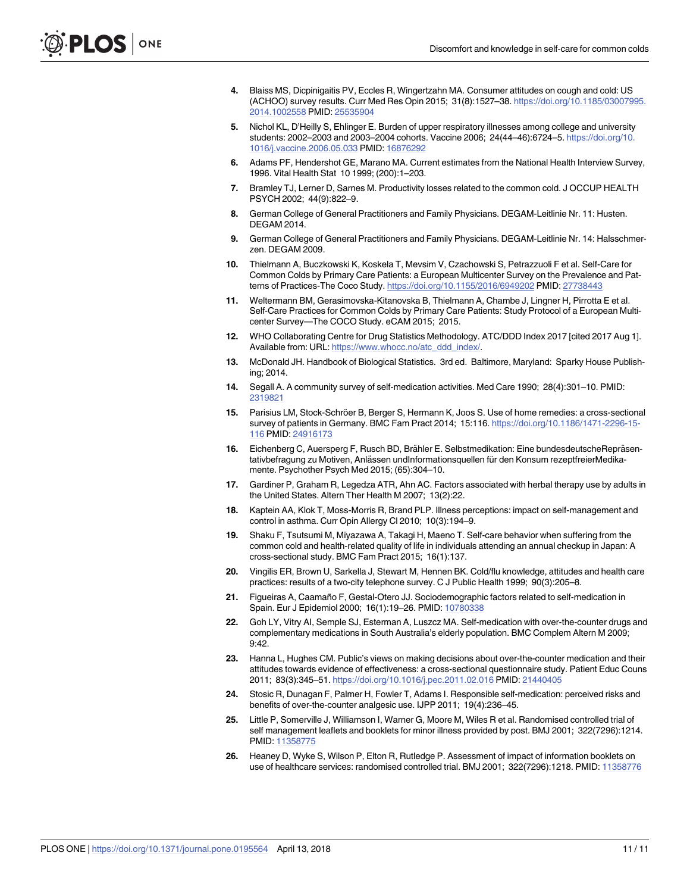4. Blaiss MS, Dicpinigaitis PV, Eccles R, Wingertzahn MA. Consumer attitudes on cough and cold: US (ACHOO) survey results. Curr Med Res Opin 2015; 31(8):1527–38. https://doi.org/10.1185/03007995.2014.1002558 PMID: 25535904
5. Nichol KL, D'Heilly S, Ehlinger E. Burden of upper respiratory illnesses among college and university students: 2002–2003 and 2003–2004 cohorts. Vaccine 2006; 24(44–46):6724–5. https://doi.org/10.1016/j.vaccine.2006.05.033 PMID: 16876292
6. Adams PF, Hendershot GE, Marano MA. Current estimates from the National Health Interview Survey, 1996. Vital Health Stat 10 1999; (200):1–203.
7. Bramley TJ, Lerner D, Sarnes M. Productivity losses related to the common cold. J OCCUP HEALTH PSYCH 2002; 44(9):822–9.
8. German College of General Practitioners and Family Physicians. DEGAM-Leitlinie Nr. 11: Husten. DEGAM 2014.
9. German College of General Practitioners and Family Physicians. DEGAM-Leitlinie Nr. 14: Halsschmerzen. DEGAM 2009.
10. Thielmann A, Buczkowski K, Koskela T, Mevsim V, Czachowski S, Petrazzuoli F et al. Self-Care for Common Colds by Primary Care Patients: a European Multicenter Survey on the Prevalence and Patterns of Practices-The Coco Study. https://doi.org/10.1155/2016/6949202 PMID: 27738443
11. Weltermann BM, Gerasimovska-Kitanovska B, Thielmann A, Chambe J, Lingner H, Pirrotta E et al. Self-Care Practices for Common Colds by Primary Care Patients: Study Protocol of a European Multicenter Survey—The COCO Study. eCAM 2015; 2015.
12. WHO Collaborating Centre for Drug Statistics Methodology. ATC/DDD Index 2017 [cited 2017 Aug 1]. Available from: URL: https://www.whocc.no/atc_ddd_index/.
13. McDonald JH. Handbook of Biological Statistics. 3rd ed. Baltimore, Maryland: Sparky House Publishing; 2014.
14. Segall A. A community survey of self-medication activities. Med Care 1990; 28(4):301–10. PMID: 2319821
15. Parisius LM, Stock-Schröer B, Berger S, Hermann K, Joos S. Use of home remedies: a cross-sectional survey of patients in Germany. BMC Fam Pract 2014; 15:116. https://doi.org/10.1186/1471-2296-15-116 PMID: 24916173
16. Eichenberg C, Auersperg F, Rusch BD, Brähler E. Selbstmedikation: Eine bundesdeutscheRepräsentativbefragung zu Motiven, Anlässen undInformationsquellen für den Konsum rezeptfreierMedikamente. Psychother Psych Med 2015; (65):304–10.
17. Gardiner P, Graham R, Legedza ATR, Ahn AC. Factors associated with herbal therapy use by adults in the United States. Altern Ther Health M 2007; 13(2):22.
18. Kaptein AA, Klok T, Moss-Morris R, Brand PLP. Illness perceptions: impact on self-management and control in asthma. Curr Opin Allergy Cl 2010; 10(3):194–9.
19. Shaku F, Tsutsumi M, Miyazawa A, Takagi H, Maeno T. Self-care behavior when suffering from the common cold and health-related quality of life in individuals attending an annual checkup in Japan: A cross-sectional study. BMC Fam Pract 2015; 16(1):137.
20. Vingilis ER, Brown U, Sarkella J, Stewart M, Hennen BK. Cold/flu knowledge, attitudes and health care practices: results of a two-city telephone survey. C J Public Health 1999; 90(3):205–8.
21. Figueiras A, Caamaño F, Gestal-Otero JJ. Sociodemographic factors related to self-medication in Spain. Eur J Epidemiol 2000; 16(1):19–26. PMID: 10780338
22. Goh LY, Vitry AI, Semple SJ, Esterman A, Luszcz MA. Self-medication with over-the-counter drugs and complementary medications in South Australia's elderly population. BMC Complem Altern M 2009; 9:42.
23. Hanna L, Hughes CM. Public's views on making decisions about over-the-counter medication and their attitudes towards evidence of effectiveness: a cross-sectional questionnaire study. Patient Educ Couns 2011; 83(3):345–51. https://doi.org/10.1016/j.pec.2011.02.016 PMID: 21440405
24. Stosic R, Dunagan F, Palmer H, Fowler T, Adams I. Responsible self-medication: perceived risks and benefits of over-the-counter analgesic use. IJPP 2011; 19(4):236–45.
25. Little P, Somerville J, Williamson I, Warner G, Moore M, Wiles R et al. Randomised controlled trial of self management leaflets and booklets for minor illness provided by post. BMJ 2001; 322(7296):1214. PMID: 11358775
26. Heaney D, Wyke S, Wilson P, Elton R, Rutledge P. Assessment of impact of information booklets on use of healthcare services: randomised controlled trial. BMJ 2001; 322(7296):1218. PMID: 11358776